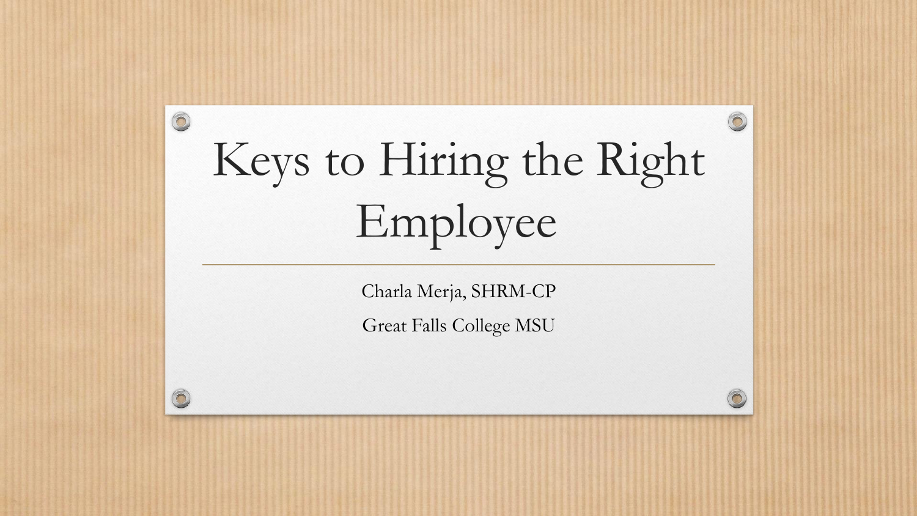# Keys to Hiring the Right Employee

Charla Merja, SHRM-CP

Great Falls College MSU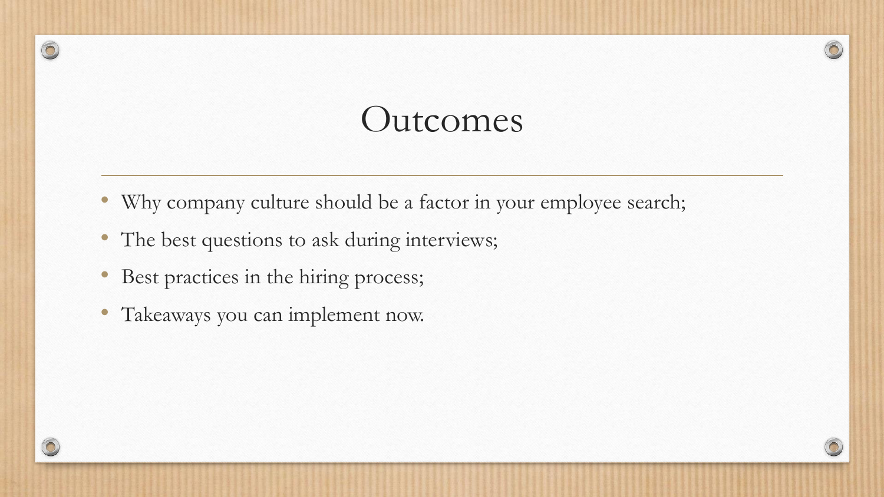# Outcomes

- Why company culture should be a factor in your employee search;
- The best questions to ask during interviews;
- Best practices in the hiring process;
- Takeaways you can implement now.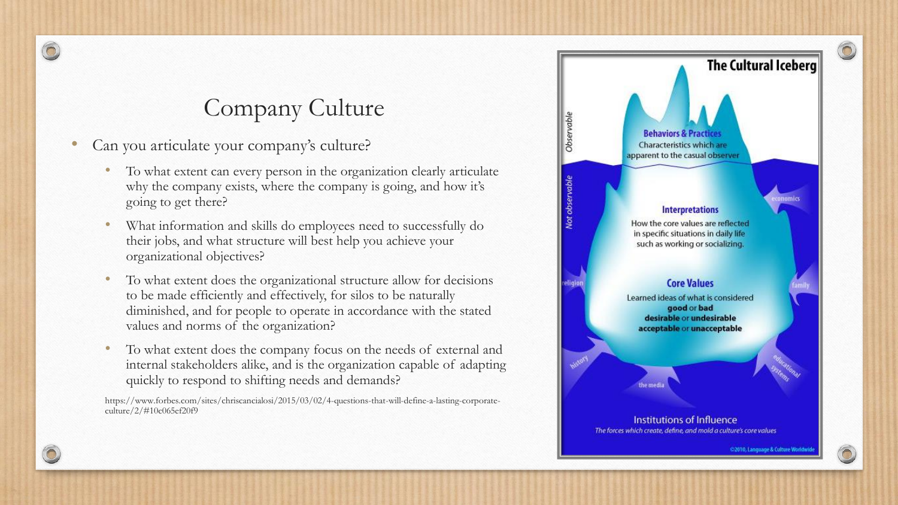## Company Culture

- Can you articulate your company's culture?
  - To what extent can every person in the organization clearly articulate why the company exists, where the company is going, and how it's going to get there?
  - What information and skills do employees need to successfully do their jobs, and what structure will best help you achieve your organizational objectives?
  - To what extent does the organizational structure allow for decisions to be made efficiently and effectively, for silos to be naturally diminished, and for people to operate in accordance with the stated values and norms of the organization?
  - To what extent does the company focus on the needs of external and internal stakeholders alike, and is the organization capable of adapting quickly to respond to shifting needs and demands?

https://www.forbes.com/sites/chriscancialosi/2015/03/02/4-questions-that-will-define-a-lasting-corporate-culture/2/#10c065ef20f9

### The Cultural Iceberg

*Observable*

**Behaviors & Practices**
Characteristics which are apparent to the casual observer

*Not observable*

**Interpretations**
How the core values are reflected in specific situations in daily life such as working or socializing.

**Core Values**
Learned ideas of what is considered **good** or **bad**, **desirable** or **undesirable**, **acceptable** or **unacceptable**

economics, family, religion, history, the media, educational systems

**Institutions of Influence**
*The forces which create, define, and mold a culture's core values*

©2010, Language & Culture Worldwide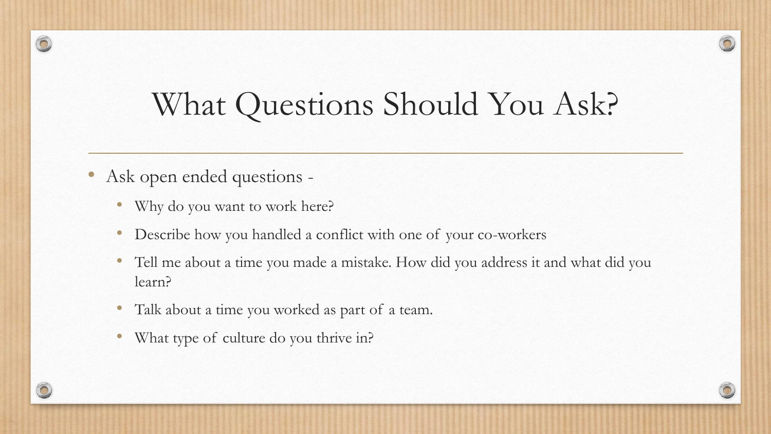# What Questions Should You Ask?

- Ask open ended questions -
  - Why do you want to work here?
  - Describe how you handled a conflict with one of your co-workers
  - Tell me about a time you made a mistake. How did you address it and what did you learn?
  - Talk about a time you worked as part of a team.
  - What type of culture do you thrive in?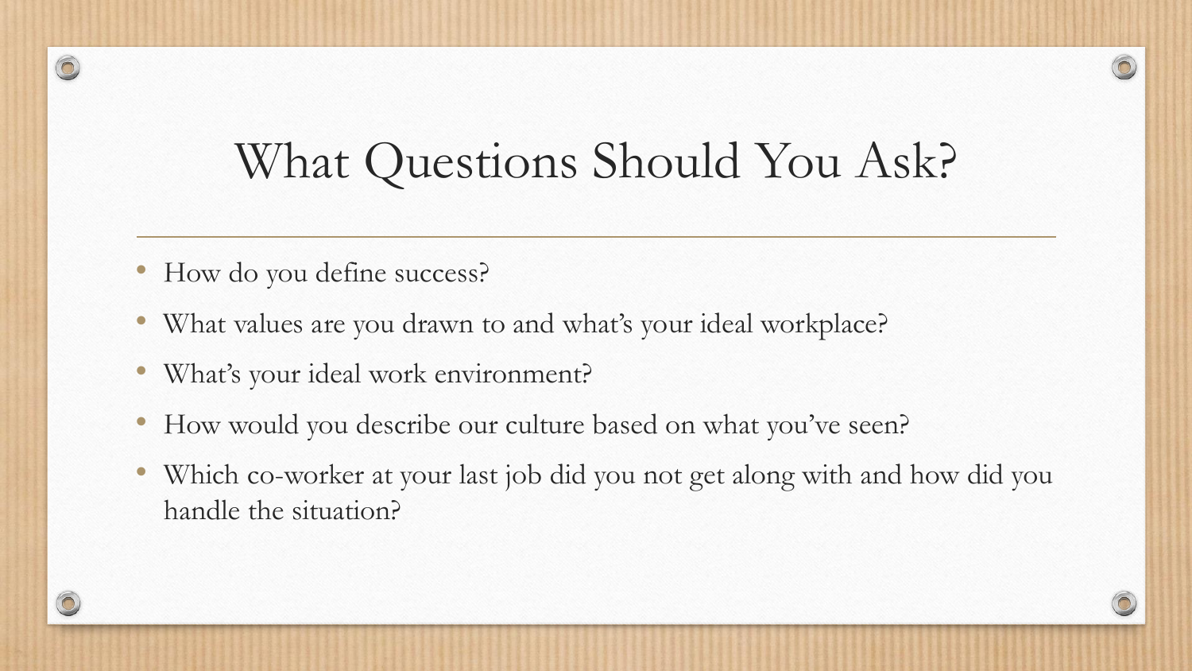# What Questions Should You Ask?

- How do you define success?
- What values are you drawn to and what's your ideal workplace?
- What's your ideal work environment?
- How would you describe our culture based on what you've seen?
- Which co-worker at your last job did you not get along with and how did you handle the situation?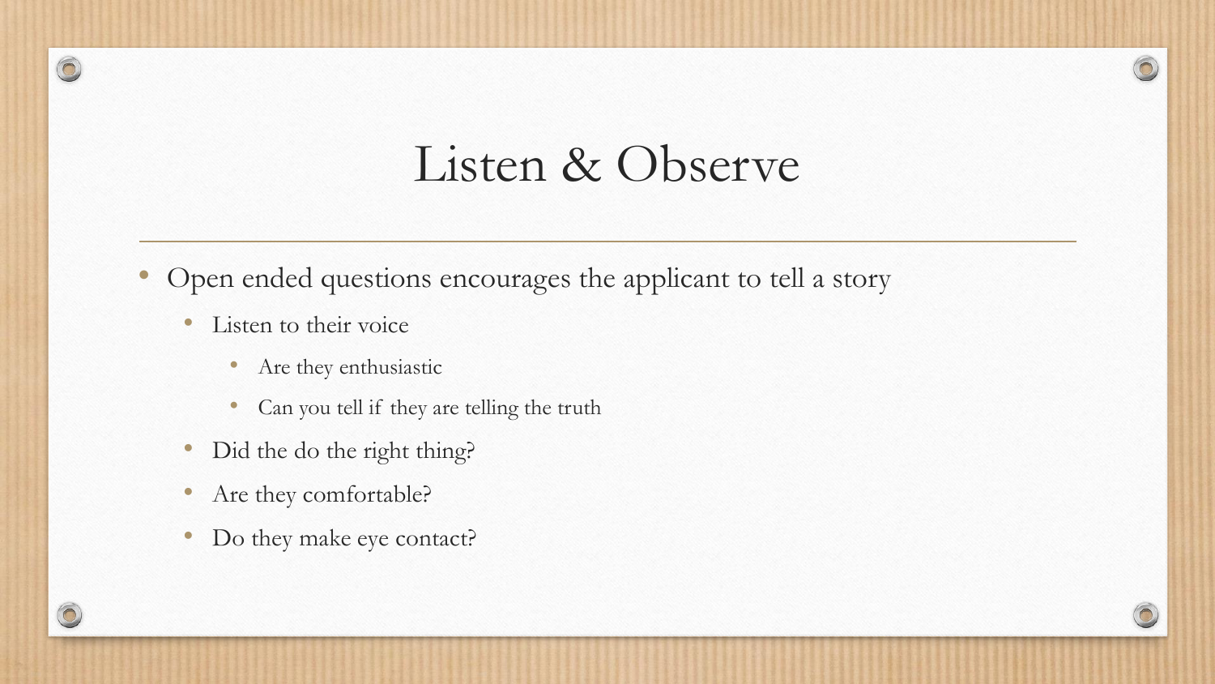# Listen & Observe

- Open ended questions encourages the applicant to tell a story
  - Listen to their voice
    - Are they enthusiastic
    - Can you tell if they are telling the truth
  - Did the do the right thing?
  - Are they comfortable?
  - Do they make eye contact?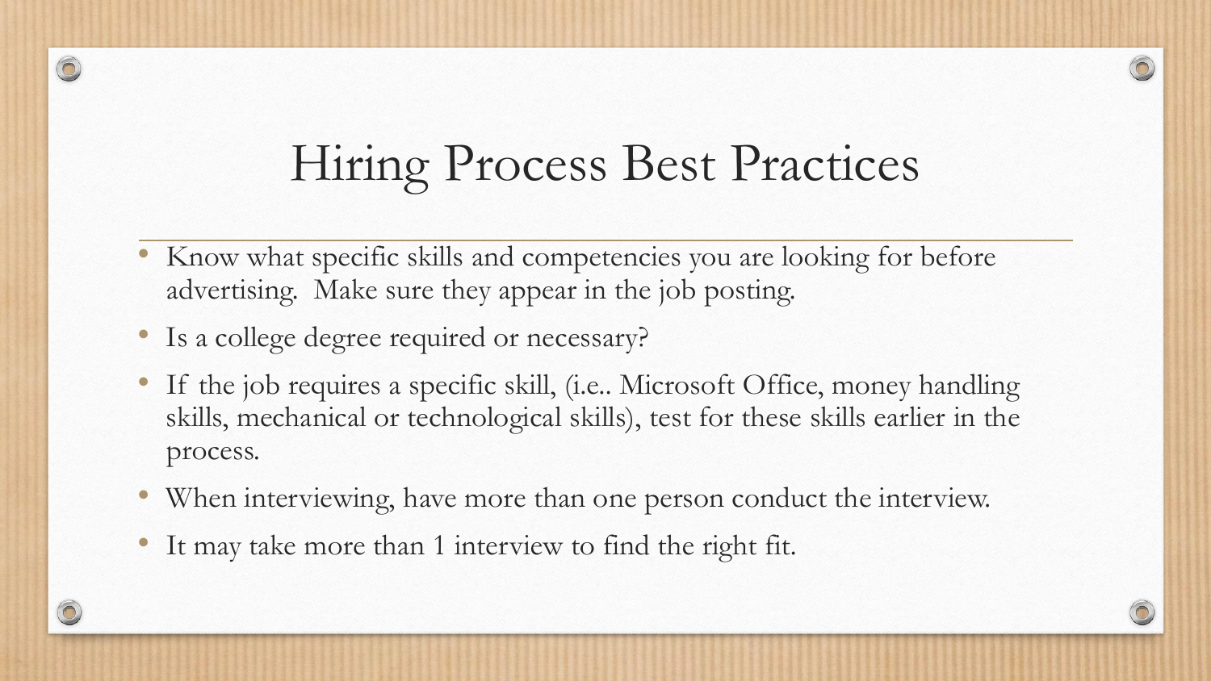# Hiring Process Best Practices

- Know what specific skills and competencies you are looking for before advertising. Make sure they appear in the job posting.
- Is a college degree required or necessary?
- If the job requires a specific skill, (i.e.. Microsoft Office, money handling skills, mechanical or technological skills), test for these skills earlier in the process.
- When interviewing, have more than one person conduct the interview.
- It may take more than 1 interview to find the right fit.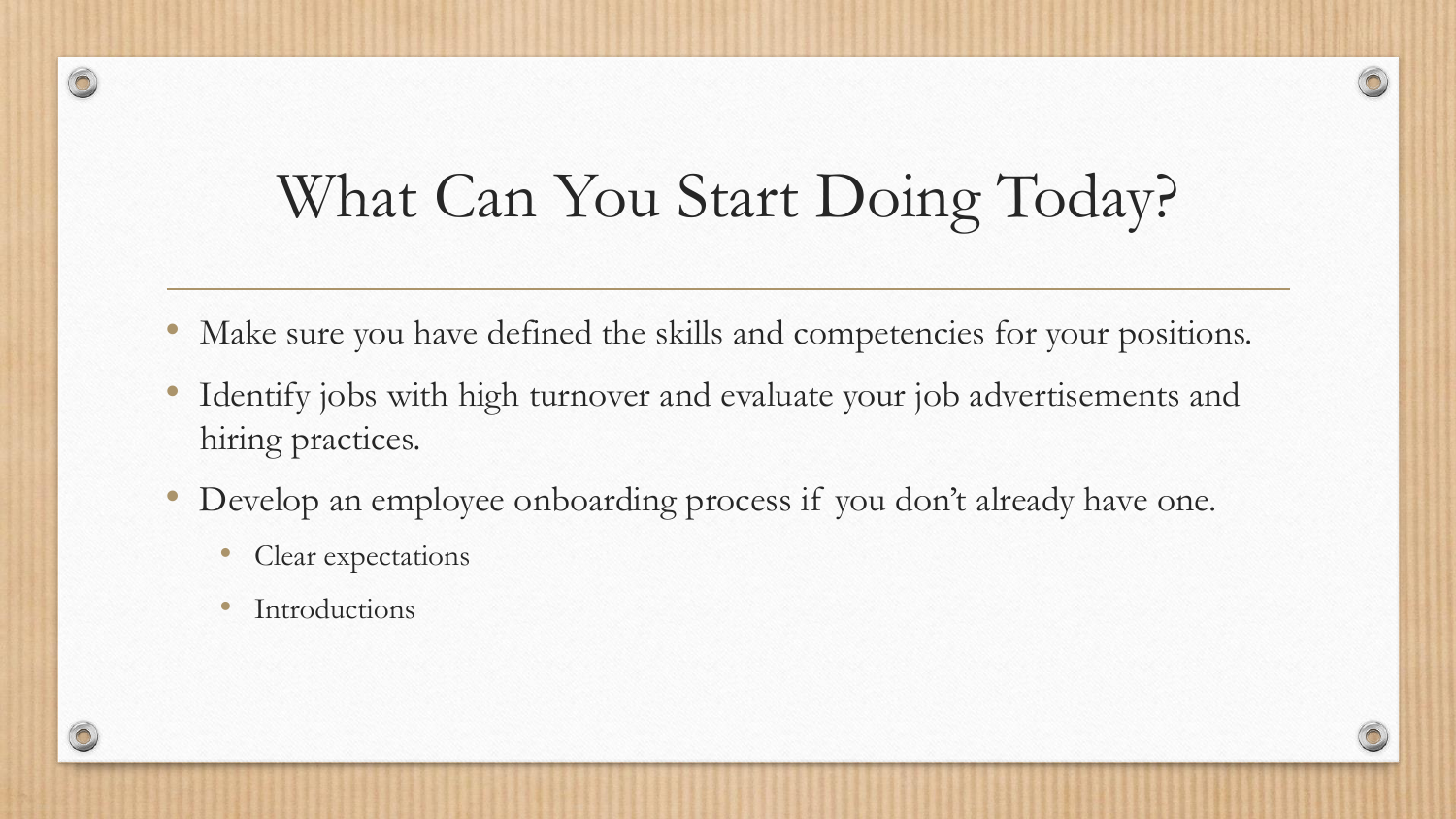# What Can You Start Doing Today?

- Make sure you have defined the skills and competencies for your positions.
- Identify jobs with high turnover and evaluate your job advertisements and hiring practices.
- Develop an employee onboarding process if you don't already have one.
  - Clear expectations
  - Introductions